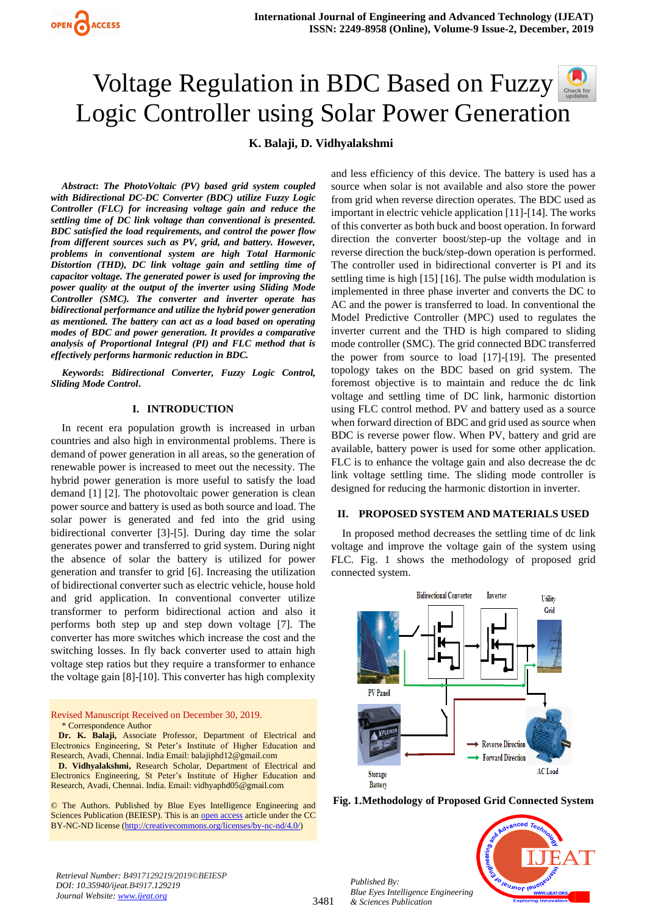# Voltage Regulation in BDC Based on Fuzzy Logic Controller using Solar Power Generation

**K. Balaji, D. Vidhyalakshmi**

***Abstract*: *The PhotoVoltaic (PV) based grid system coupled with Bidirectional DC-DC Converter (BDC) utilize Fuzzy Logic Controller (FLC) for increasing voltage gain and reduce the settling time of DC link voltage than conventional is presented. BDC satisfied the load requirements, and control the power flow from different sources such as PV, grid, and battery. However, problems in conventional system are high Total Harmonic Distortion (THD), DC link voltage gain and settling time of capacitor voltage. The generated power is used for improving the power quality at the output of the inverter using Sliding Mode Controller (SMC). The converter and inverter operate has bidirectional performance and utilize the hybrid power generation as mentioned. The battery can act as a load based on operating modes of BDC and power generation. It provides a comparative analysis of Proportional Integral (PI) and FLC method that is effectively performs harmonic reduction in BDC.***

***Keywords*: *Bidirectional Converter, Fuzzy Logic Control, Sliding Mode Control*.**

## I. INTRODUCTION

In recent era population growth is increased in urban countries and also high in environmental problems. There is demand of power generation in all areas, so the generation of renewable power is increased to meet out the necessity. The hybrid power generation is more useful to satisfy the load demand [1] [2]. The photovoltaic power generation is clean power source and battery is used as both source and load. The solar power is generated and fed into the grid using bidirectional converter [3]-[5]. During day time the solar generates power and transferred to grid system. During night the absence of solar the battery is utilized for power generation and transfer to grid [6]. Increasing the utilization of bidirectional converter such as electric vehicle, house hold and grid application. In conventional converter utilize transformer to perform bidirectional action and also it performs both step up and step down voltage [7]. The converter has more switches which increase the cost and the switching losses. In fly back converter used to attain high voltage step ratios but they require a transformer to enhance the voltage gain [8]-[10]. This converter has high complexity and less efficiency of this device. The battery is used has a source when solar is not available and also store the power from grid when reverse direction operates. The BDC used as important in electric vehicle application [11]-[14]. The works of this converter as both buck and boost operation. In forward direction the converter boost/step-up the voltage and in reverse direction the buck/step-down operation is performed. The controller used in bidirectional converter is PI and its settling time is high [15] [16]. The pulse width modulation is implemented in three phase inverter and converts the DC to AC and the power is transferred to load. In conventional the Model Predictive Controller (MPC) used to regulates the inverter current and the THD is high compared to sliding mode controller (SMC). The grid connected BDC transferred the power from source to load [17]-[19]. The presented topology takes on the BDC based on grid system. The foremost objective is to maintain and reduce the dc link voltage and settling time of DC link, harmonic distortion using FLC control method. PV and battery used as a source when forward direction of BDC and grid used as source when BDC is reverse power flow. When PV, battery and grid are available, battery power is used for some other application. FLC is to enhance the voltage gain and also decrease the dc link voltage settling time. The sliding mode controller is designed for reducing the harmonic distortion in inverter.

## II. PROPOSED SYSTEM AND MATERIALS USED

In proposed method decreases the settling time of dc link voltage and improve the voltage gain of the system using FLC. Fig. 1 shows the methodology of proposed grid connected system.

Bidirectional Converter
Inverter
Utility Grid
PV Panel
Storage Battery
Reverse Direction
Forward Direction
AC Load

**Fig. 1.Methodology of Proposed Grid Connected System**

Revised Manuscript Received on December 30, 2019.

\* Correspondence Author

**Dr. K. Balaji,** Associate Professor, Department of Electrical and Electronics Engineering, St Peter's Institute of Higher Education and Research, Avadi, Chennai. India Email: balajiphd12@gmail.com

**D. Vidhyalakshmi,** Research Scholar, Department of Electrical and Electronics Engineering, St Peter's Institute of Higher Education and Research, Avadi, Chennai. India. Email: vidhyaphd05@gmail.com

© The Authors. Published by Blue Eyes Intelligence Engineering and Sciences Publication (BEIESP). This is an open access article under the CC BY-NC-ND license (http://creativecommons.org/licenses/by-nc-nd/4.0/)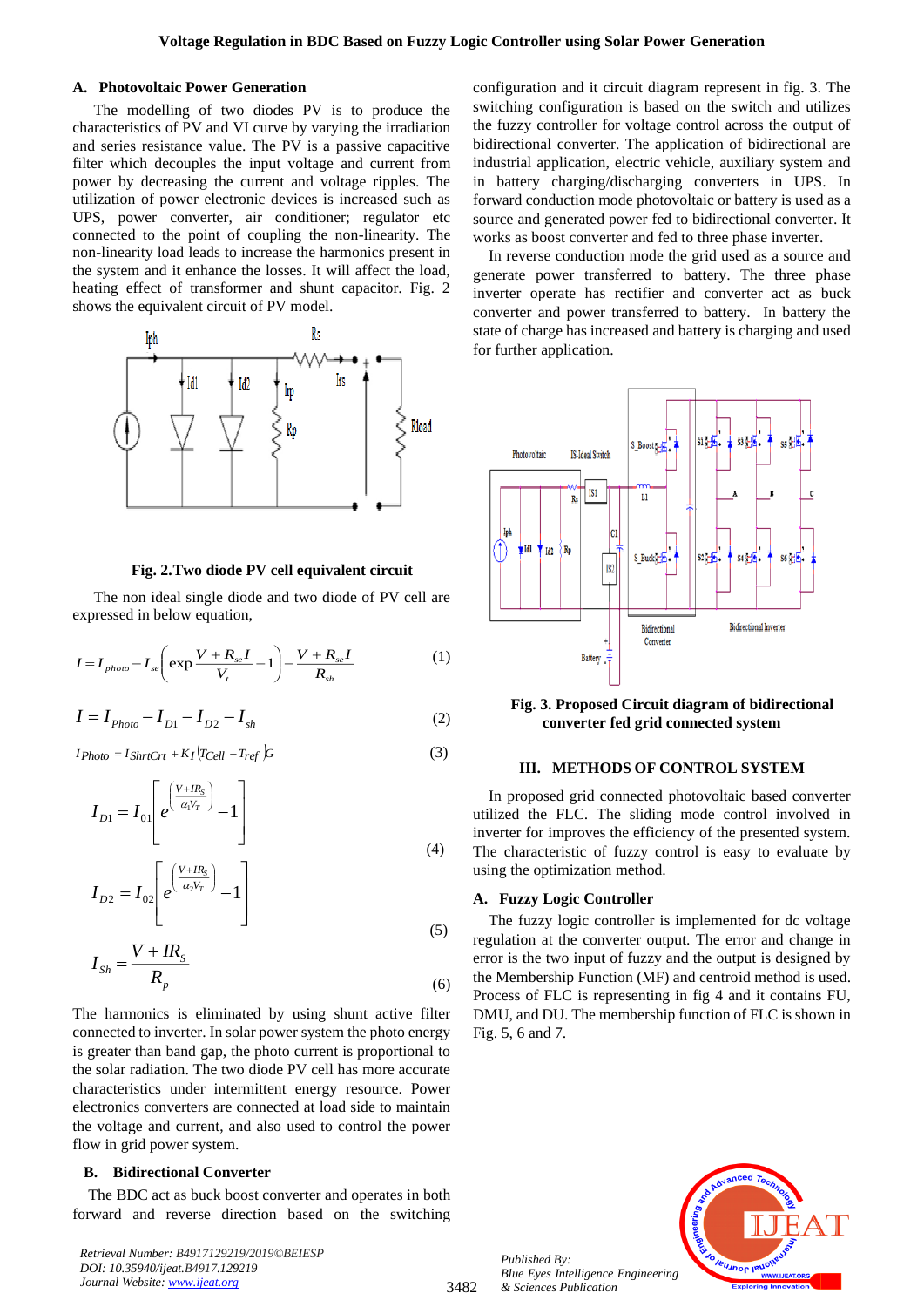## A. Photovoltaic Power Generation

The modelling of two diodes PV is to produce the characteristics of PV and VI curve by varying the irradiation and series resistance value. The PV is a passive capacitive filter which decouples the input voltage and current from power by decreasing the current and voltage ripples. The utilization of power electronic devices is increased such as UPS, power converter, air conditioner; regulator etc connected to the point of coupling the non-linearity. The non-linearity load leads to increase the harmonics present in the system and it enhance the losses. It will affect the load, heating effect of transformer and shunt capacitor. Fig. 2 shows the equivalent circuit of PV model.

**Fig. 2.Two diode PV cell equivalent circuit**

The non ideal single diode and two diode of PV cell are expressed in below equation,

$$I = I_{photo} - I_{se}\left(\exp\frac{V + R_{se}I}{V_t} - 1\right) - \frac{V + R_{se}I}{R_{sh}} \quad (1)$$

$$I = I_{Photo} - I_{D1} - I_{D2} - I_{sh} \quad (2)$$

$$I_{Photo} = I_{ShrtCrt} + K_I\left(T_{Cell} - T_{ref}\right)G \quad (3)$$

$$I_{D1} = I_{01}\left[e^{\left(\frac{V+IR_S}{\alpha_1 V_T}\right)} - 1\right] \quad (4)$$

$$I_{D2} = I_{02}\left[e^{\left(\frac{V+IR_S}{\alpha_2 V_T}\right)} - 1\right] \quad (5)$$

$$I_{Sh} = \frac{V + IR_S}{R_p} \quad (6)$$

The harmonics is eliminated by using shunt active filter connected to inverter. In solar power system the photo energy is greater than band gap, the photo current is proportional to the solar radiation. The two diode PV cell has more accurate characteristics under intermittent energy resource. Power electronics converters are connected at load side to maintain the voltage and current, and also used to control the power flow in grid power system.

## B. Bidirectional Converter

The BDC act as buck boost converter and operates in both forward and reverse direction based on the switching configuration and it circuit diagram represent in fig. 3. The switching configuration is based on the switch and utilizes the fuzzy controller for voltage control across the output of bidirectional converter. The application of bidirectional are industrial application, electric vehicle, auxiliary system and in battery charging/discharging converters in UPS. In forward conduction mode photovoltaic or battery is used as a source and generated power fed to bidirectional converter. It works as boost converter and fed to three phase inverter.

In reverse conduction mode the grid used as a source and generate power transferred to battery. The three phase inverter operate has rectifier and converter act as buck converter and power transferred to battery. In battery the state of charge has increased and battery is charging and used for further application.

**Fig. 3. Proposed Circuit diagram of bidirectional converter fed grid connected system**

# III. METHODS OF CONTROL SYSTEM

In proposed grid connected photovoltaic based converter utilized the FLC. The sliding mode control involved in inverter for improves the efficiency of the presented system. The characteristic of fuzzy control is easy to evaluate by using the optimization method.

## A. Fuzzy Logic Controller

The fuzzy logic controller is implemented for dc voltage regulation at the converter output. The error and change in error is the two input of fuzzy and the output is designed by the Membership Function (MF) and centroid method is used. Process of FLC is representing in fig 4 and it contains FU, DMU, and DU. The membership function of FLC is shown in Fig. 5, 6 and 7.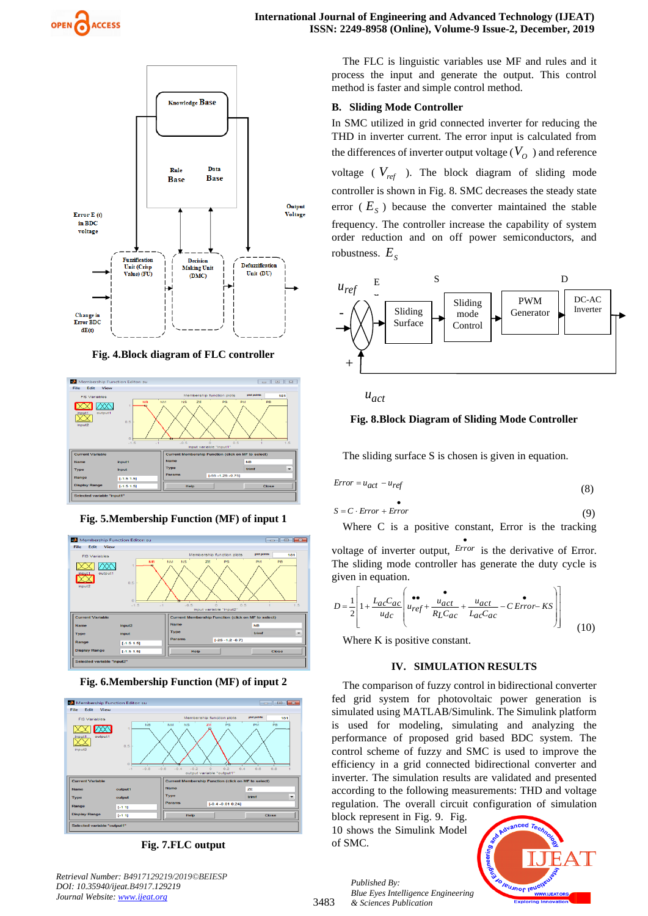Knowledge Base

Rule Base

Data Base

Error E (t) in BDC voltage

Change in Error BDC dE(t)

Fuzzification Unit (Crisp Value) (FU)

Decision Making Unit (DMC)

Defuzzification Unit (DU)

Output Voltage

**Fig. 4.Block diagram of FLC controller**

**Fig. 5.Membership Function (MF) of input 1**

**Fig. 6.Membership Function (MF) of input 2**

**Fig. 7.FLC output**

The FLC is linguistic variables use MF and rules and it process the input and generate the output. This control method is faster and simple control method.

### B. Sliding Mode Controller

In SMC utilized in grid connected inverter for reducing the THD in inverter current. The error input is calculated from the differences of inverter output voltage ($V_O$) and reference voltage ($V_{ref}$). The block diagram of sliding mode controller is shown in Fig. 8. SMC decreases the steady state error ($E_S$) because the converter maintained the stable frequency. The controller increase the capability of system order reduction and on off power semiconductors, and robustness. $E_S$

$u_{ref}$

E

S

D

Sliding Surface

Sliding mode Control

PWM Generator

DC-AC Inverter

$u_{act}$

**Fig. 8.Block Diagram of Sliding Mode Controller**

The sliding surface S is chosen is given in equation.

$$Error = u_{act} - u_{ref} \tag{8}$$

$$S = C \cdot Error + \dot{Error} \tag{9}$$

Where C is a positive constant, Error is the tracking voltage of inverter output, $\dot{Error}$ is the derivative of Error. The sliding mode controller has generate the duty cycle is given in equation.

$$D = \frac{1}{2}\left[1 + \frac{L_{ac}C_{ac}}{u_{dc}}\left[\ddot{u}_{ref} + \frac{\dot{u}_{act}}{R_L C_{ac}} + \frac{u_{act}}{L_{ac}C_{ac}} - C\,\dot{Error} - KS\right]\right] \tag{10}$$

Where K is positive constant.

## IV. SIMULATION RESULTS

The comparison of fuzzy control in bidirectional converter fed grid system for photovoltaic power generation is simulated using MATLAB/Simulink. The Simulink platform is used for modeling, simulating and analyzing the performance of proposed grid based BDC system. The control scheme of fuzzy and SMC is used to improve the efficiency in a grid connected bidirectional converter and inverter. The simulation results are validated and presented according to the following measurements: THD and voltage regulation. The overall circuit configuration of simulation block represent in Fig. 9. Fig. 10 shows the Simulink Model of SMC.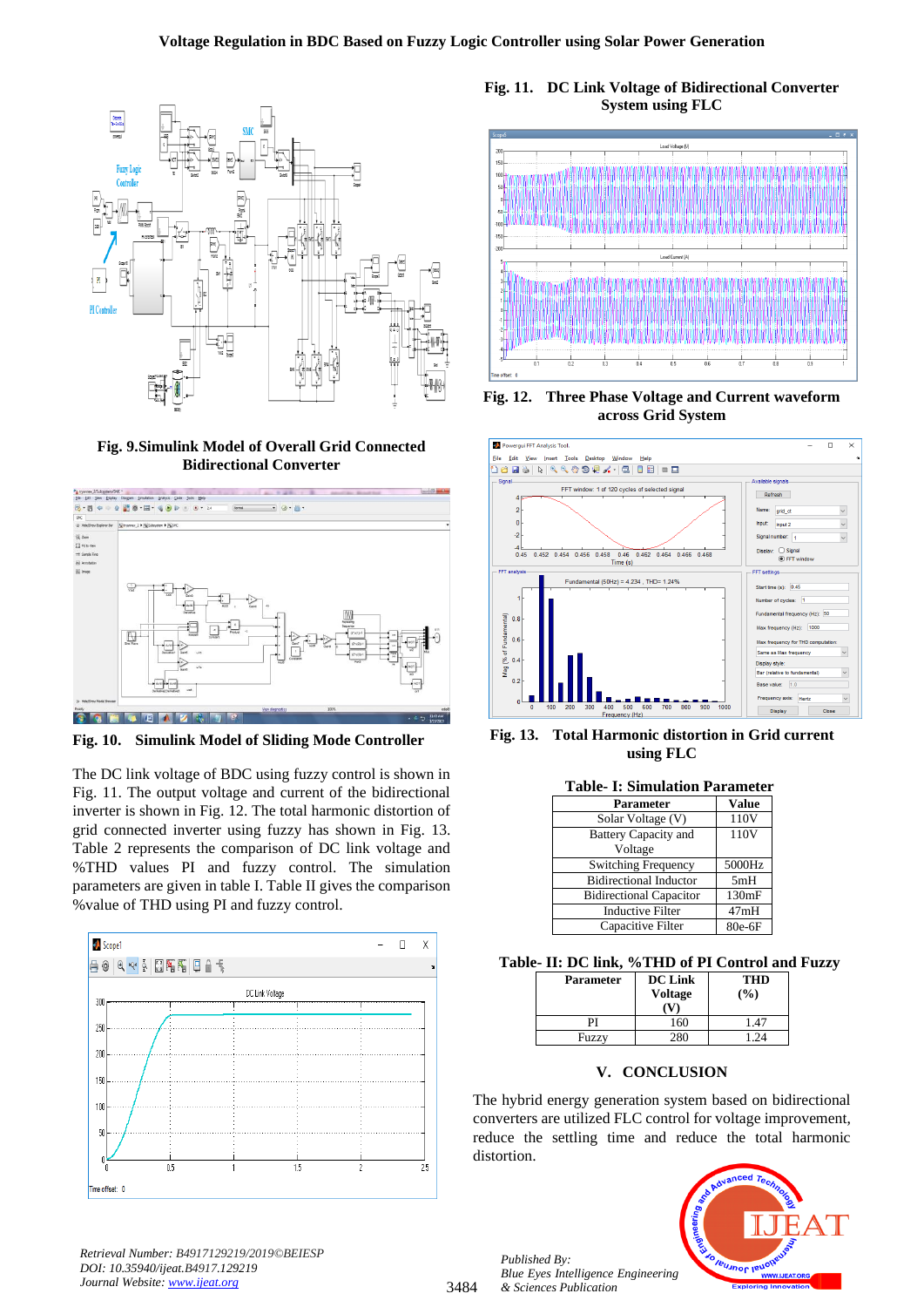Fig. 9.Simulink Model of Overall Grid Connected Bidirectional Converter

Fig. 10. Simulink Model of Sliding Mode Controller

The DC link voltage of BDC using fuzzy control is shown in Fig. 11. The output voltage and current of the bidirectional inverter is shown in Fig. 12. The total harmonic distortion of grid connected inverter using fuzzy has shown in Fig. 13. Table 2 represents the comparison of DC link voltage and %THD values PI and fuzzy control. The simulation parameters are given in table I. Table II gives the comparison %value of THD using PI and fuzzy control.

Fig. 11. DC Link Voltage of Bidirectional Converter System using FLC

Fig. 12. Three Phase Voltage and Current waveform across Grid System

Fig. 13. Total Harmonic distortion in Grid current using FLC

**Table- I: Simulation Parameter**

| Parameter | Value |
|---|---|
| Solar Voltage (V) | 110V |
| Battery Capacity and Voltage | 110V |
| Switching Frequency | 5000Hz |
| Bidirectional Inductor | 5mH |
| Bidirectional Capacitor | 130mF |
| Inductive Filter | 47mH |
| Capacitive Filter | 80e-6F |

**Table- II: DC link, %THD of PI Control and Fuzzy**

| Parameter | DC Link Voltage (V) | THD (%) |
|---|---|---|
| PI | 160 | 1.47 |
| Fuzzy | 280 | 1.24 |

## V. CONCLUSION

The hybrid energy generation system based on bidirectional converters are utilized FLC control for voltage improvement, reduce the settling time and reduce the total harmonic distortion.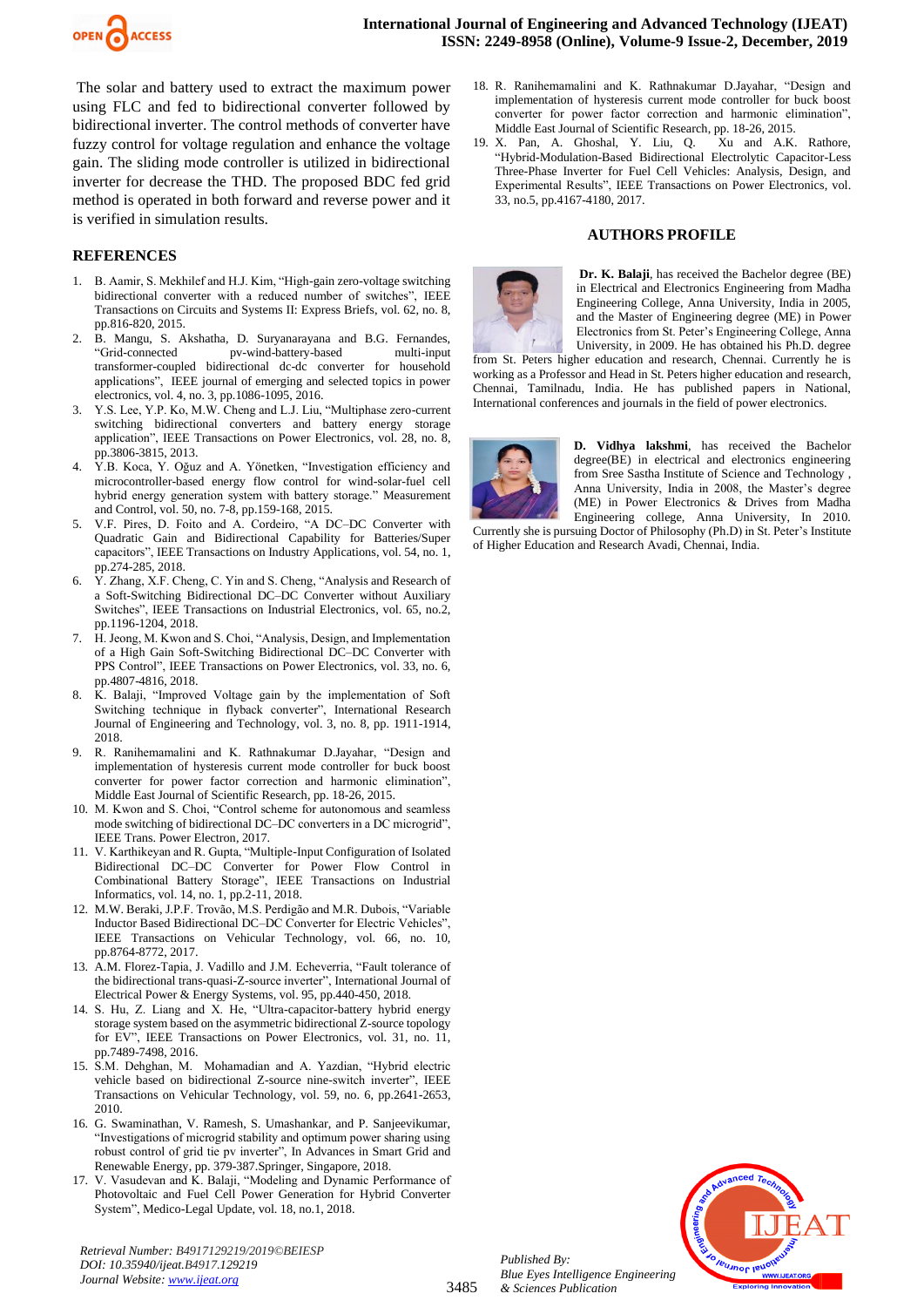The solar and battery used to extract the maximum power using FLC and fed to bidirectional converter followed by bidirectional inverter. The control methods of converter have fuzzy control for voltage regulation and enhance the voltage gain. The sliding mode controller is utilized in bidirectional inverter for decrease the THD. The proposed BDC fed grid method is operated in both forward and reverse power and it is verified in simulation results.

## REFERENCES

1. B. Aamir, S. Mekhilef and H.J. Kim, “High-gain zero-voltage switching bidirectional converter with a reduced number of switches”, IEEE Transactions on Circuits and Systems II: Express Briefs, vol. 62, no. 8, pp.816-820, 2015.
2. B. Mangu, S. Akshatha, D. Suryanarayana and B.G. Fernandes, “Grid-connected pv-wind-battery-based multi-input transformer-coupled bidirectional dc-dc converter for household applications”, IEEE journal of emerging and selected topics in power electronics, vol. 4, no. 3, pp.1086-1095, 2016.
3. Y.S. Lee, Y.P. Ko, M.W. Cheng and L.J. Liu, “Multiphase zero-current switching bidirectional converters and battery energy storage application”, IEEE Transactions on Power Electronics, vol. 28, no. 8, pp.3806-3815, 2013.
4. Y.B. Koca, Y. Oğuz and A. Yönetken, “Investigation efficiency and microcontroller-based energy flow control for wind-solar-fuel cell hybrid energy generation system with battery storage.” Measurement and Control, vol. 50, no. 7-8, pp.159-168, 2015.
5. V.F. Pires, D. Foito and A. Cordeiro, “A DC–DC Converter with Quadratic Gain and Bidirectional Capability for Batteries/Super capacitors”, IEEE Transactions on Industry Applications, vol. 54, no. 1, pp.274-285, 2018.
6. Y. Zhang, X.F. Cheng, C. Yin and S. Cheng, “Analysis and Research of a Soft-Switching Bidirectional DC–DC Converter without Auxiliary Switches”, IEEE Transactions on Industrial Electronics, vol. 65, no.2, pp.1196-1204, 2018.
7. H. Jeong, M. Kwon and S. Choi, “Analysis, Design, and Implementation of a High Gain Soft-Switching Bidirectional DC–DC Converter with PPS Control”, IEEE Transactions on Power Electronics, vol. 33, no. 6, pp.4807-4816, 2018.
8. K. Balaji, “Improved Voltage gain by the implementation of Soft Switching technique in flyback converter”, International Research Journal of Engineering and Technology, vol. 3, no. 8, pp. 1911-1914, 2018.
9. R. Ranihemamalini and K. Rathnakumar D.Jayahar, “Design and implementation of hysteresis current mode controller for buck boost converter for power factor correction and harmonic elimination”, Middle East Journal of Scientific Research, pp. 18-26, 2015.
10. M. Kwon and S. Choi, “Control scheme for autonomous and seamless mode switching of bidirectional DC–DC converters in a DC microgrid”, IEEE Trans. Power Electron, 2017.
11. V. Karthikeyan and R. Gupta, “Multiple-Input Configuration of Isolated Bidirectional DC–DC Converter for Power Flow Control in Combinational Battery Storage”, IEEE Transactions on Industrial Informatics, vol. 14, no. 1, pp.2-11, 2018.
12. M.W. Beraki, J.P.F. Trovão, M.S. Perdigão and M.R. Dubois, “Variable Inductor Based Bidirectional DC–DC Converter for Electric Vehicles”, IEEE Transactions on Vehicular Technology, vol. 66, no. 10, pp.8764-8772, 2017.
13. A.M. Florez-Tapia, J. Vadillo and J.M. Echeverria, “Fault tolerance of the bidirectional trans-quasi-Z-source inverter”, International Journal of Electrical Power & Energy Systems, vol. 95, pp.440-450, 2018.
14. S. Hu, Z. Liang and X. He, “Ultra-capacitor-battery hybrid energy storage system based on the asymmetric bidirectional Z-source topology for EV”, IEEE Transactions on Power Electronics, vol. 31, no. 11, pp.7489-7498, 2016.
15. S.M. Dehghan, M. Mohamadian and A. Yazdian, “Hybrid electric vehicle based on bidirectional Z-source nine-switch inverter”, IEEE Transactions on Vehicular Technology, vol. 59, no. 6, pp.2641-2653, 2010.
16. G. Swaminathan, V. Ramesh, S. Umashankar, and P. Sanjeevikumar, “Investigations of microgrid stability and optimum power sharing using robust control of grid tie pv inverter”, In Advances in Smart Grid and Renewable Energy, pp. 379-387.Springer, Singapore, 2018.
17. V. Vasudevan and K. Balaji, “Modeling and Dynamic Performance of Photovoltaic and Fuel Cell Power Generation for Hybrid Converter System”, Medico-Legal Update, vol. 18, no.1, 2018.
18. R. Ranihemamalini and K. Rathnakumar D.Jayahar, “Design and implementation of hysteresis current mode controller for buck boost converter for power factor correction and harmonic elimination”, Middle East Journal of Scientific Research, pp. 18-26, 2015.
19. X. Pan, A. Ghoshal, Y. Liu, Q. Xu and A.K. Rathore, “Hybrid-Modulation-Based Bidirectional Electrolytic Capacitor-Less Three-Phase Inverter for Fuel Cell Vehicles: Analysis, Design, and Experimental Results”, IEEE Transactions on Power Electronics, vol. 33, no.5, pp.4167-4180, 2017.

## AUTHORS PROFILE

**Dr. K. Balaji**, has received the Bachelor degree (BE) in Electrical and Electronics Engineering from Madha Engineering College, Anna University, India in 2005, and the Master of Engineering degree (ME) in Power Electronics from St. Peter's Engineering College, Anna University, in 2009. He has obtained his Ph.D. degree from St. Peters higher education and research, Chennai. Currently he is working as a Professor and Head in St. Peters higher education and research, Chennai, Tamilnadu, India. He has published papers in National, International conferences and journals in the field of power electronics.

**D. Vidhya lakshmi**, has received the Bachelor degree(BE) in electrical and electronics engineering from Sree Sastha Institute of Science and Technology , Anna University, India in 2008, the Master's degree (ME) in Power Electronics & Drives from Madha Engineering college, Anna University, In 2010. Currently she is pursuing Doctor of Philosophy (Ph.D) in St. Peter's Institute of Higher Education and Research Avadi, Chennai, India.